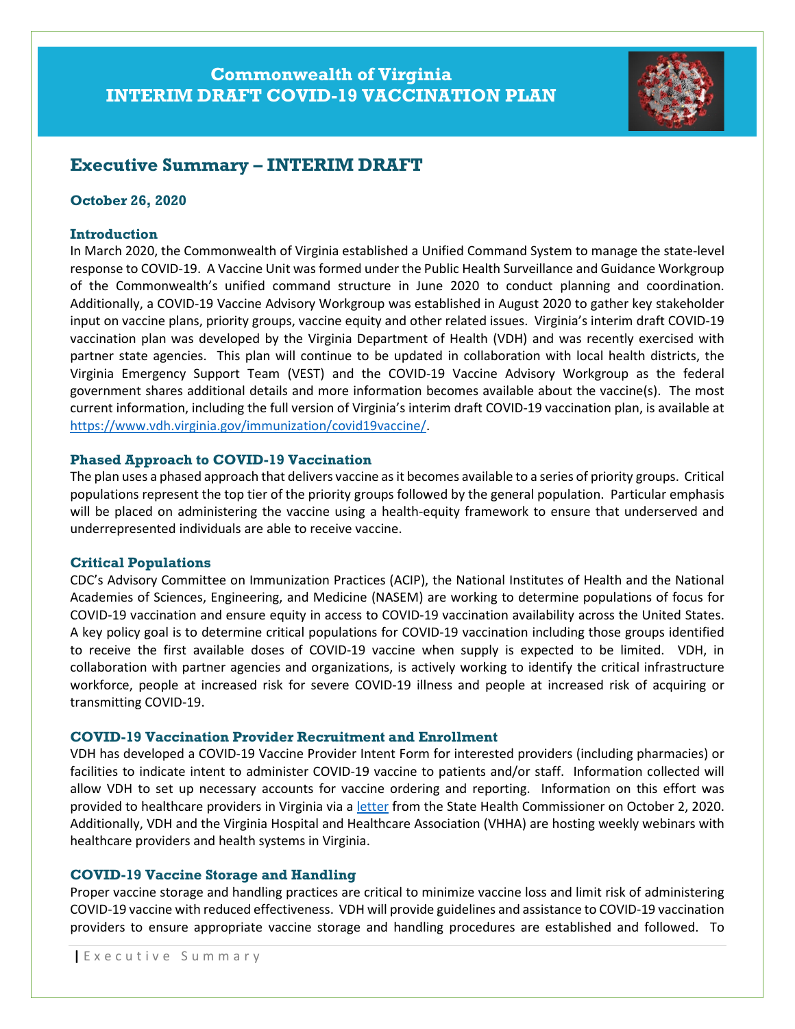# Commonwealth of Virginia
# INTERIM DRAFT COVID-19 VACCINATION PLAN

## Executive Summary – INTERIM DRAFT

**October 26, 2020**

### Introduction

In March 2020, the Commonwealth of Virginia established a Unified Command System to manage the state-level response to COVID-19. A Vaccine Unit was formed under the Public Health Surveillance and Guidance Workgroup of the Commonwealth's unified command structure in June 2020 to conduct planning and coordination. Additionally, a COVID-19 Vaccine Advisory Workgroup was established in August 2020 to gather key stakeholder input on vaccine plans, priority groups, vaccine equity and other related issues. Virginia's interim draft COVID-19 vaccination plan was developed by the Virginia Department of Health (VDH) and was recently exercised with partner state agencies. This plan will continue to be updated in collaboration with local health districts, the Virginia Emergency Support Team (VEST) and the COVID-19 Vaccine Advisory Workgroup as the federal government shares additional details and more information becomes available about the vaccine(s). The most current information, including the full version of Virginia's interim draft COVID-19 vaccination plan, is available at https://www.vdh.virginia.gov/immunization/covid19vaccine/.

### Phased Approach to COVID-19 Vaccination

The plan uses a phased approach that delivers vaccine as it becomes available to a series of priority groups. Critical populations represent the top tier of the priority groups followed by the general population. Particular emphasis will be placed on administering the vaccine using a health-equity framework to ensure that underserved and underrepresented individuals are able to receive vaccine.

### Critical Populations

CDC's Advisory Committee on Immunization Practices (ACIP), the National Institutes of Health and the National Academies of Sciences, Engineering, and Medicine (NASEM) are working to determine populations of focus for COVID-19 vaccination and ensure equity in access to COVID-19 vaccination availability across the United States. A key policy goal is to determine critical populations for COVID-19 vaccination including those groups identified to receive the first available doses of COVID-19 vaccine when supply is expected to be limited. VDH, in collaboration with partner agencies and organizations, is actively working to identify the critical infrastructure workforce, people at increased risk for severe COVID-19 illness and people at increased risk of acquiring or transmitting COVID-19.

### COVID-19 Vaccination Provider Recruitment and Enrollment

VDH has developed a COVID-19 Vaccine Provider Intent Form for interested providers (including pharmacies) or facilities to indicate intent to administer COVID-19 vaccine to patients and/or staff. Information collected will allow VDH to set up necessary accounts for vaccine ordering and reporting. Information on this effort was provided to healthcare providers in Virginia via a letter from the State Health Commissioner on October 2, 2020. Additionally, VDH and the Virginia Hospital and Healthcare Association (VHHA) are hosting weekly webinars with healthcare providers and health systems in Virginia.

### COVID-19 Vaccine Storage and Handling

Proper vaccine storage and handling practices are critical to minimize vaccine loss and limit risk of administering COVID-19 vaccine with reduced effectiveness. VDH will provide guidelines and assistance to COVID-19 vaccination providers to ensure appropriate vaccine storage and handling procedures are established and followed. To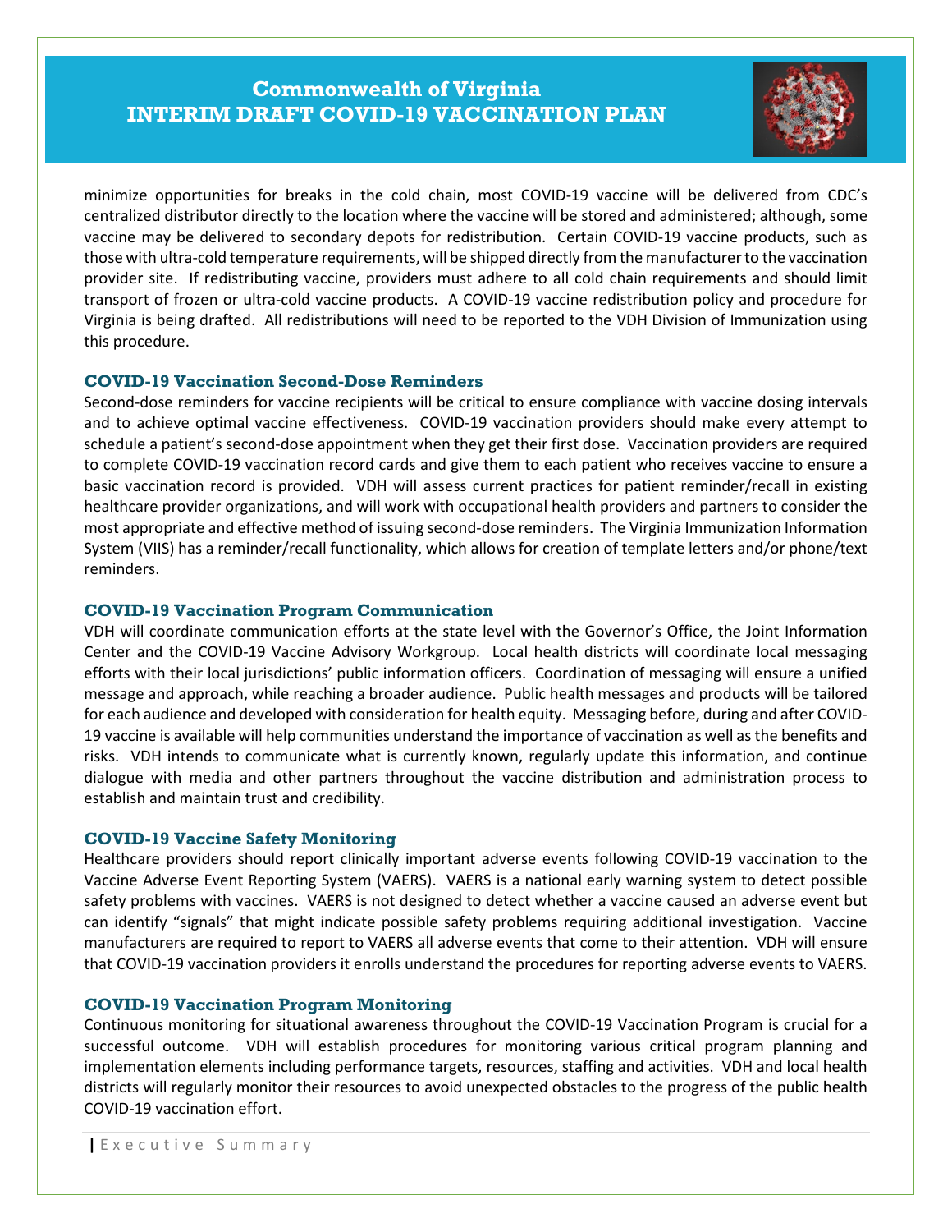minimize opportunities for breaks in the cold chain, most COVID-19 vaccine will be delivered from CDC's centralized distributor directly to the location where the vaccine will be stored and administered; although, some vaccine may be delivered to secondary depots for redistribution. Certain COVID-19 vaccine products, such as those with ultra-cold temperature requirements, will be shipped directly from the manufacturer to the vaccination provider site. If redistributing vaccine, providers must adhere to all cold chain requirements and should limit transport of frozen or ultra-cold vaccine products. A COVID-19 vaccine redistribution policy and procedure for Virginia is being drafted. All redistributions will need to be reported to the VDH Division of Immunization using this procedure.

### COVID-19 Vaccination Second-Dose Reminders

Second-dose reminders for vaccine recipients will be critical to ensure compliance with vaccine dosing intervals and to achieve optimal vaccine effectiveness. COVID-19 vaccination providers should make every attempt to schedule a patient's second-dose appointment when they get their first dose. Vaccination providers are required to complete COVID-19 vaccination record cards and give them to each patient who receives vaccine to ensure a basic vaccination record is provided. VDH will assess current practices for patient reminder/recall in existing healthcare provider organizations, and will work with occupational health providers and partners to consider the most appropriate and effective method of issuing second-dose reminders. The Virginia Immunization Information System (VIIS) has a reminder/recall functionality, which allows for creation of template letters and/or phone/text reminders.

### COVID-19 Vaccination Program Communication

VDH will coordinate communication efforts at the state level with the Governor's Office, the Joint Information Center and the COVID-19 Vaccine Advisory Workgroup. Local health districts will coordinate local messaging efforts with their local jurisdictions' public information officers. Coordination of messaging will ensure a unified message and approach, while reaching a broader audience. Public health messages and products will be tailored for each audience and developed with consideration for health equity. Messaging before, during and after COVID-19 vaccine is available will help communities understand the importance of vaccination as well as the benefits and risks. VDH intends to communicate what is currently known, regularly update this information, and continue dialogue with media and other partners throughout the vaccine distribution and administration process to establish and maintain trust and credibility.

### COVID-19 Vaccine Safety Monitoring

Healthcare providers should report clinically important adverse events following COVID-19 vaccination to the Vaccine Adverse Event Reporting System (VAERS). VAERS is a national early warning system to detect possible safety problems with vaccines. VAERS is not designed to detect whether a vaccine caused an adverse event but can identify "signals" that might indicate possible safety problems requiring additional investigation. Vaccine manufacturers are required to report to VAERS all adverse events that come to their attention. VDH will ensure that COVID-19 vaccination providers it enrolls understand the procedures for reporting adverse events to VAERS.

### COVID-19 Vaccination Program Monitoring

Continuous monitoring for situational awareness throughout the COVID-19 Vaccination Program is crucial for a successful outcome. VDH will establish procedures for monitoring various critical program planning and implementation elements including performance targets, resources, staffing and activities. VDH and local health districts will regularly monitor their resources to avoid unexpected obstacles to the progress of the public health COVID-19 vaccination effort.